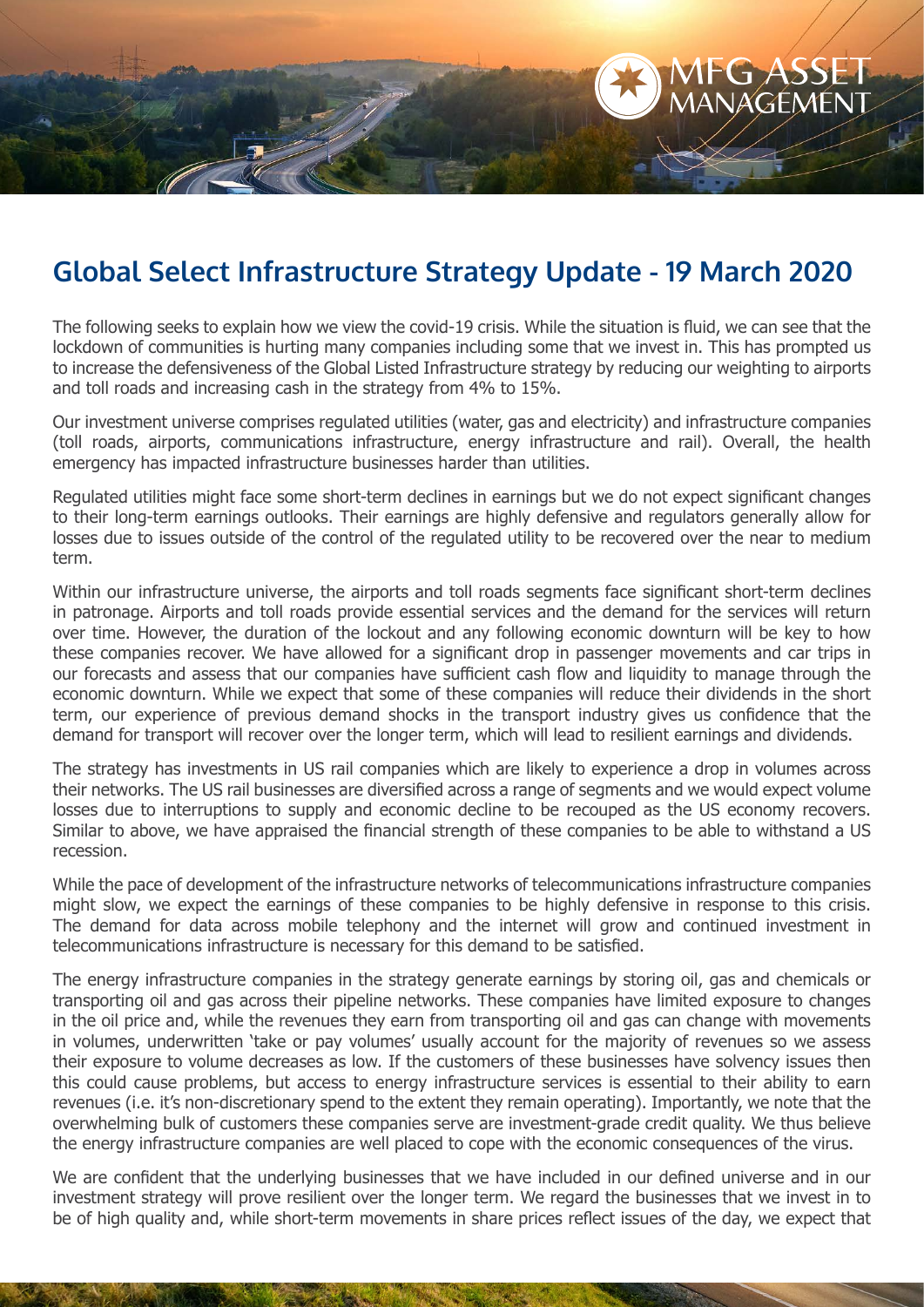## Global Select Infrastructure Strategy Update - 19 March 2020

The following seeks to explain how we view the covid-19 crisis. While the situation is fluid, we can see that the lockdown of communities is hurting many companies including some that we invest in. This has prompted us to increase the defensiveness of the Global Listed Infrastructure strategy by reducing our weighting to airports and toll roads and increasing cash in the strategy from 4% to 15%.

Our investment universe comprises regulated utilities (water, gas and electricity) and infrastructure companies (toll roads, airports, communications infrastructure, energy infrastructure and rail). Overall, the health emergency has impacted infrastructure businesses harder than utilities.

Regulated utilities might face some short-term declines in earnings but we do not expect significant changes to their long-term earnings outlooks. Their earnings are highly defensive and regulators generally allow for losses due to issues outside of the control of the regulated utility to be recovered over the near to medium term.

Within our infrastructure universe, the airports and toll roads segments face significant short-term declines in patronage. Airports and toll roads provide essential services and the demand for the services will return over time. However, the duration of the lockout and any following economic downturn will be key to how these companies recover. We have allowed for a significant drop in passenger movements and car trips in our forecasts and assess that our companies have sufficient cash flow and liquidity to manage through the economic downturn. While we expect that some of these companies will reduce their dividends in the short term, our experience of previous demand shocks in the transport industry gives us confidence that the demand for transport will recover over the longer term, which will lead to resilient earnings and dividends.

The strategy has investments in US rail companies which are likely to experience a drop in volumes across their networks. The US rail businesses are diversified across a range of segments and we would expect volume losses due to interruptions to supply and economic decline to be recouped as the US economy recovers. Similar to above, we have appraised the financial strength of these companies to be able to withstand a US recession.

While the pace of development of the infrastructure networks of telecommunications infrastructure companies might slow, we expect the earnings of these companies to be highly defensive in response to this crisis. The demand for data across mobile telephony and the internet will grow and continued investment in telecommunications infrastructure is necessary for this demand to be satisfied.

The energy infrastructure companies in the strategy generate earnings by storing oil, gas and chemicals or transporting oil and gas across their pipeline networks. These companies have limited exposure to changes in the oil price and, while the revenues they earn from transporting oil and gas can change with movements in volumes, underwritten 'take or pay volumes' usually account for the majority of revenues so we assess their exposure to volume decreases as low. If the customers of these businesses have solvency issues then this could cause problems, but access to energy infrastructure services is essential to their ability to earn revenues (i.e. it's non-discretionary spend to the extent they remain operating). Importantly, we note that the overwhelming bulk of customers these companies serve are investment-grade credit quality. We thus believe the energy infrastructure companies are well placed to cope with the economic consequences of the virus.

We are confident that the underlying businesses that we have included in our defined universe and in our investment strategy will prove resilient over the longer term. We regard the businesses that we invest in to be of high quality and, while short-term movements in share prices reflect issues of the day, we expect that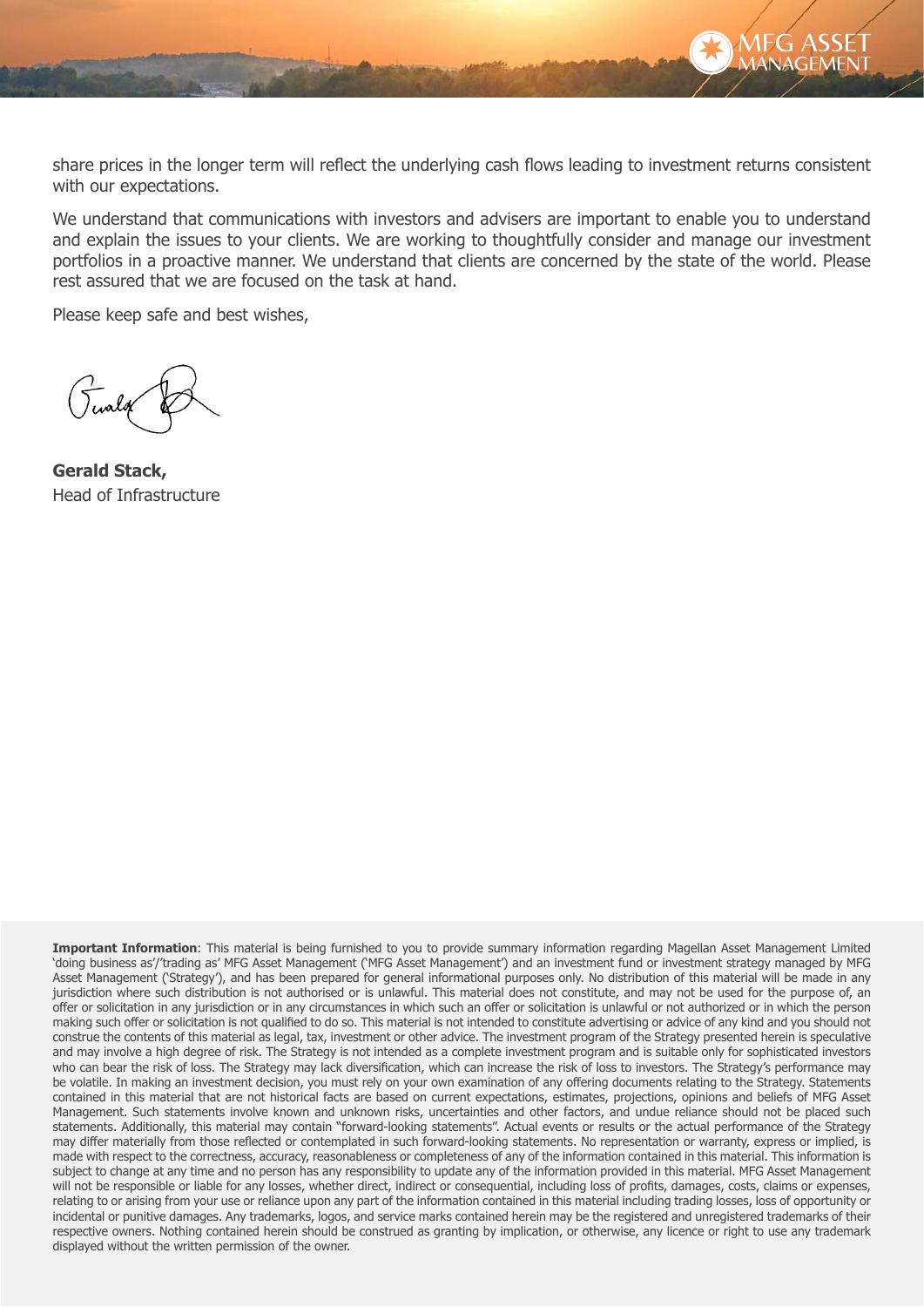share prices in the longer term will reflect the underlying cash flows leading to investment returns consistent with our expectations.

We understand that communications with investors and advisers are important to enable you to understand and explain the issues to your clients. We are working to thoughtfully consider and manage our investment portfolios in a proactive manner. We understand that clients are concerned by the state of the world. Please rest assured that we are focused on the task at hand.

Please keep safe and best wishes,

**Gerald Stack,**
Head of Infrastructure

**Important Information**: This material is being furnished to you to provide summary information regarding Magellan Asset Management Limited 'doing business as'/'trading as' MFG Asset Management ('MFG Asset Management') and an investment fund or investment strategy managed by MFG Asset Management ('Strategy'), and has been prepared for general informational purposes only. No distribution of this material will be made in any jurisdiction where such distribution is not authorised or is unlawful. This material does not constitute, and may not be used for the purpose of, an offer or solicitation in any jurisdiction or in any circumstances in which such an offer or solicitation is unlawful or not authorized or in which the person making such offer or solicitation is not qualified to do so. This material is not intended to constitute advertising or advice of any kind and you should not construe the contents of this material as legal, tax, investment or other advice. The investment program of the Strategy presented herein is speculative and may involve a high degree of risk. The Strategy is not intended as a complete investment program and is suitable only for sophisticated investors who can bear the risk of loss. The Strategy may lack diversification, which can increase the risk of loss to investors. The Strategy's performance may be volatile. In making an investment decision, you must rely on your own examination of any offering documents relating to the Strategy. Statements contained in this material that are not historical facts are based on current expectations, estimates, projections, opinions and beliefs of MFG Asset Management. Such statements involve known and unknown risks, uncertainties and other factors, and undue reliance should not be placed such statements. Additionally, this material may contain "forward-looking statements". Actual events or results or the actual performance of the Strategy may differ materially from those reflected or contemplated in such forward-looking statements. No representation or warranty, express or implied, is made with respect to the correctness, accuracy, reasonableness or completeness of any of the information contained in this material. This information is subject to change at any time and no person has any responsibility to update any of the information provided in this material. MFG Asset Management will not be responsible or liable for any losses, whether direct, indirect or consequential, including loss of profits, damages, costs, claims or expenses, relating to or arising from your use or reliance upon any part of the information contained in this material including trading losses, loss of opportunity or incidental or punitive damages. Any trademarks, logos, and service marks contained herein may be the registered and unregistered trademarks of their respective owners. Nothing contained herein should be construed as granting by implication, or otherwise, any licence or right to use any trademark displayed without the written permission of the owner.